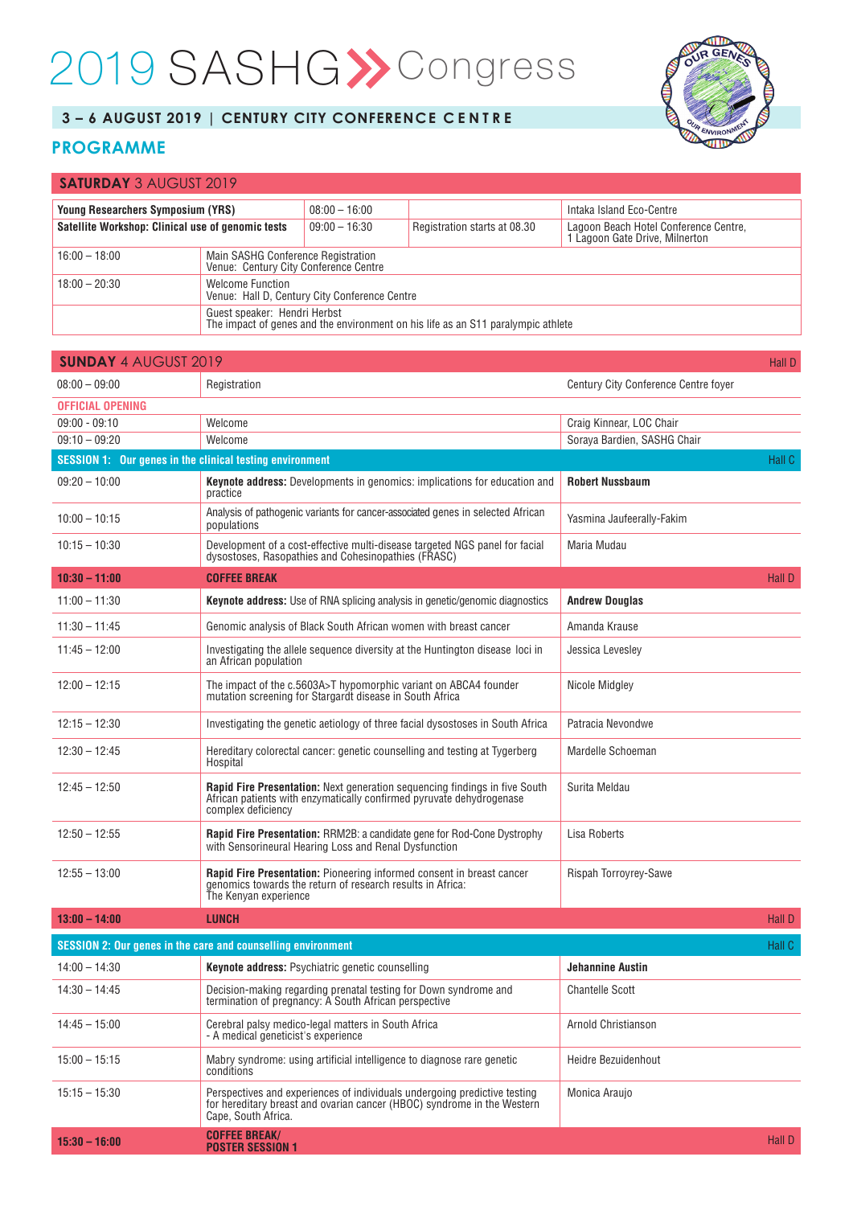# 2019 SASHG Congress

**3 – 6 AUGUST 2019 | CENTURY CITY CONFERENCE CENTRE**

## PROGRAMME

### SATURDAY 3 AUGUST 2019

| | | | |
|---|---|---|---|
| **Young Researchers Symposium (YRS)** | 08:00 – 16:00 | | Intaka Island Eco-Centre |
| **Satellite Workshop: Clinical use of genomic tests** | 09:00 – 16:30 | Registration starts at 08.30 | Lagoon Beach Hotel Conference Centre, 1 Lagoon Gate Drive, Milnerton |

| | |
|---|---|
| 16:00 – 18:00 | Main SASHG Conference Registration<br>Venue: Century City Conference Centre |
| 18:00 – 20:30 | Welcome Function<br>Venue: Hall D, Century City Conference Centre |
| | Guest speaker: Hendri Herbst<br>The impact of genes and the environment on his life as an S11 paralympic athlete |

### SUNDAY 4 AUGUST 2019 — Hall D

| Time | Programme | Speaker / Venue |
|---|---|---|
| 08:00 – 09:00 | Registration | Century City Conference Centre foyer |
| **OFFICIAL OPENING** | | |
| 09:00 - 09:10 | Welcome | Craig Kinnear, LOC Chair |
| 09:10 – 09:20 | Welcome | Soraya Bardien, SASHG Chair |
| **SESSION 1: Our genes in the clinical testing environment** | | Hall C |
| 09:20 – 10:00 | **Keynote address:** Developments in genomics: implications for education and practice | **Robert Nussbaum** |
| 10:00 – 10:15 | Analysis of pathogenic variants for cancer-associated genes in selected African populations | Yasmina Jaufeerally-Fakim |
| 10:15 – 10:30 | Development of a cost-effective multi-disease targeted NGS panel for facial dysostoses, Rasopathies and Cohesinopathies (FRASC) | Maria Mudau |
| **10:30 – 11:00** | **COFFEE BREAK** | Hall D |
| 11:00 – 11:30 | **Keynote address:** Use of RNA splicing analysis in genetic/genomic diagnostics | **Andrew Douglas** |
| 11:30 – 11:45 | Genomic analysis of Black South African women with breast cancer | Amanda Krause |
| 11:45 – 12:00 | Investigating the allele sequence diversity at the Huntington disease loci in an African population | Jessica Levesley |
| 12:00 – 12:15 | The impact of the c.5603A>T hypomorphic variant on ABCA4 founder mutation screening for Stargardt disease in South Africa | Nicole Midgley |
| 12:15 – 12:30 | Investigating the genetic aetiology of three facial dysostoses in South Africa | Patracia Nevondwe |
| 12:30 – 12:45 | Hereditary colorectal cancer: genetic counselling and testing at Tygerberg Hospital | Mardelle Schoeman |
| 12:45 – 12:50 | **Rapid Fire Presentation:** Next generation sequencing findings in five South African patients with enzymatically confirmed pyruvate dehydrogenase complex deficiency | Surita Meldau |
| 12:50 – 12:55 | **Rapid Fire Presentation:** RRM2B: a candidate gene for Rod-Cone Dystrophy with Sensorineural Hearing Loss and Renal Dysfunction | Lisa Roberts |
| 12:55 – 13:00 | **Rapid Fire Presentation:** Pioneering informed consent in breast cancer genomics towards the return of research results in Africa: The Kenyan experience | Rispah Torroyrey-Sawe |
| **13:00 – 14:00** | **LUNCH** | Hall D |
| **SESSION 2: Our genes in the care and counselling environment** | | Hall C |
| 14:00 – 14:30 | **Keynote address:** Psychiatric genetic counselling | **Jehannine Austin** |
| 14:30 – 14:45 | Decision-making regarding prenatal testing for Down syndrome and termination of pregnancy: A South African perspective | Chantelle Scott |
| 14:45 – 15:00 | Cerebral palsy medico-legal matters in South Africa - A medical geneticist's experience | Arnold Christianson |
| 15:00 – 15:15 | Mabry syndrome: using artificial intelligence to diagnose rare genetic conditions | Heidre Bezuidenhout |
| 15:15 – 15:30 | Perspectives and experiences of individuals undergoing predictive testing for hereditary breast and ovarian cancer (HBOC) syndrome in the Western Cape, South Africa. | Monica Araujo |
| **15:30 – 16:00** | **COFFEE BREAK/ POSTER SESSION 1** | Hall D |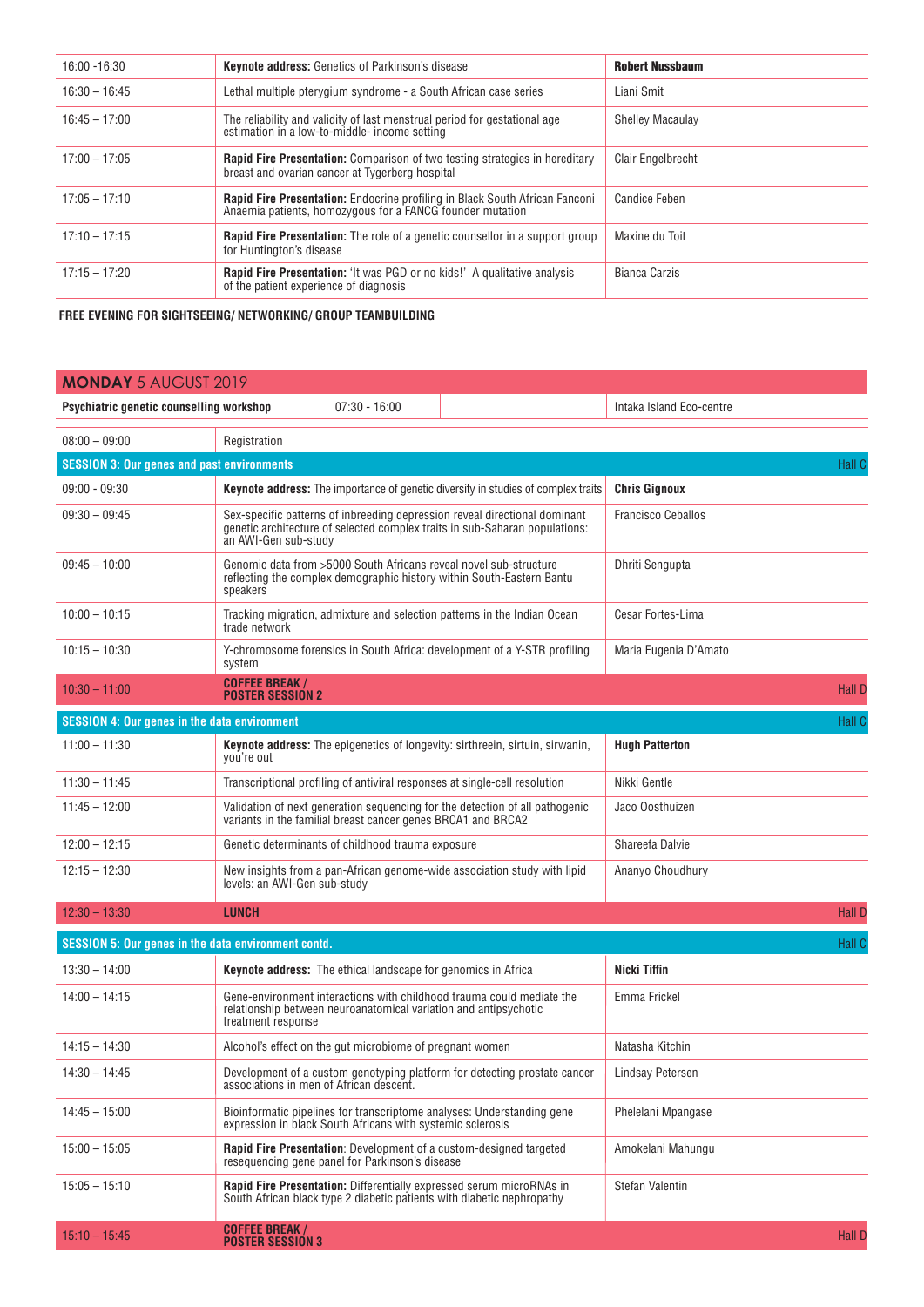| | | |
|---|---|---|
| 16:00 -16:30 | **Keynote address:** Genetics of Parkinson's disease | **Robert Nussbaum** |
| 16:30 – 16:45 | Lethal multiple pterygium syndrome - a South African case series | Liani Smit |
| 16:45 – 17:00 | The reliability and validity of last menstrual period for gestational age estimation in a low-to-middle- income setting | Shelley Macaulay |
| 17:00 – 17:05 | **Rapid Fire Presentation:** Comparison of two testing strategies in hereditary breast and ovarian cancer at Tygerberg hospital | Clair Engelbrecht |
| 17:05 – 17:10 | **Rapid Fire Presentation:** Endocrine profiling in Black South African Fanconi Anaemia patients, homozygous for a FANCG founder mutation | Candice Feben |
| 17:10 – 17:15 | **Rapid Fire Presentation:** The role of a genetic counsellor in a support group for Huntington's disease | Maxine du Toit |
| 17:15 – 17:20 | **Rapid Fire Presentation:** 'It was PGD or no kids!' A qualitative analysis of the patient experience of diagnosis | Bianca Carzis |

**FREE EVENING FOR SIGHTSEEING/ NETWORKING/ GROUP TEAMBUILDING**

## MONDAY 5 AUGUST 2019

| | | |
|---|---|---|
| **Psychiatric genetic counselling workshop** | 07:30 - 16:00 | Intaka Island Eco-centre |

| | | |
|---|---|---|
| 08:00 – 09:00 | Registration | |
| **SESSION 3: Our genes and past environments** | | Hall C |
| 09:00 - 09:30 | **Keynote address:** The importance of genetic diversity in studies of complex traits | **Chris Gignoux** |
| 09:30 – 09:45 | Sex-specific patterns of inbreeding depression reveal directional dominant genetic architecture of selected complex traits in sub-Saharan populations: an AWI-Gen sub-study | Francisco Ceballos |
| 09:45 – 10:00 | Genomic data from >5000 South Africans reveal novel sub-structure reflecting the complex demographic history within South-Eastern Bantu speakers | Dhriti Sengupta |
| 10:00 – 10:15 | Tracking migration, admixture and selection patterns in the Indian Ocean trade network | Cesar Fortes-Lima |
| 10:15 – 10:30 | Y-chromosome forensics in South Africa: development of a Y-STR profiling system | Maria Eugenia D'Amato |
| 10:30 – 11:00 | **COFFEE BREAK / POSTER SESSION 2** | Hall D |
| **SESSION 4: Our genes in the data environment** | | Hall C |
| 11:00 – 11:30 | **Keynote address:** The epigenetics of longevity: sirthreein, sirtuin, sirwanin, you're out | **Hugh Patterton** |
| 11:30 – 11:45 | Transcriptional profiling of antiviral responses at single-cell resolution | Nikki Gentle |
| 11:45 – 12:00 | Validation of next generation sequencing for the detection of all pathogenic variants in the familial breast cancer genes BRCA1 and BRCA2 | Jaco Oosthuizen |
| 12:00 – 12:15 | Genetic determinants of childhood trauma exposure | Shareefa Dalvie |
| 12:15 – 12:30 | New insights from a pan-African genome-wide association study with lipid levels: an AWI-Gen sub-study | Ananyo Choudhury |
| 12:30 – 13:30 | **LUNCH** | Hall D |
| **SESSION 5: Our genes in the data environment contd.** | | Hall C |
| 13:30 – 14:00 | **Keynote address:** The ethical landscape for genomics in Africa | **Nicki Tiffin** |
| 14:00 – 14:15 | Gene-environment interactions with childhood trauma could mediate the relationship between neuroanatomical variation and antipsychotic treatment response | Emma Frickel |
| 14:15 – 14:30 | Alcohol's effect on the gut microbiome of pregnant women | Natasha Kitchin |
| 14:30 – 14:45 | Development of a custom genotyping platform for detecting prostate cancer associations in men of African descent. | Lindsay Petersen |
| 14:45 – 15:00 | Bioinformatic pipelines for transcriptome analyses: Understanding gene expression in black South Africans with systemic sclerosis | Phelelani Mpangase |
| 15:00 – 15:05 | **Rapid Fire Presentation**: Development of a custom-designed targeted resequencing gene panel for Parkinson's disease | Amokelani Mahungu |
| 15:05 – 15:10 | **Rapid Fire Presentation:** Differentially expressed serum microRNAs in South African black type 2 diabetic patients with diabetic nephropathy | Stefan Valentin |
| 15:10 – 15:45 | **COFFEE BREAK / POSTER SESSION 3** | Hall D |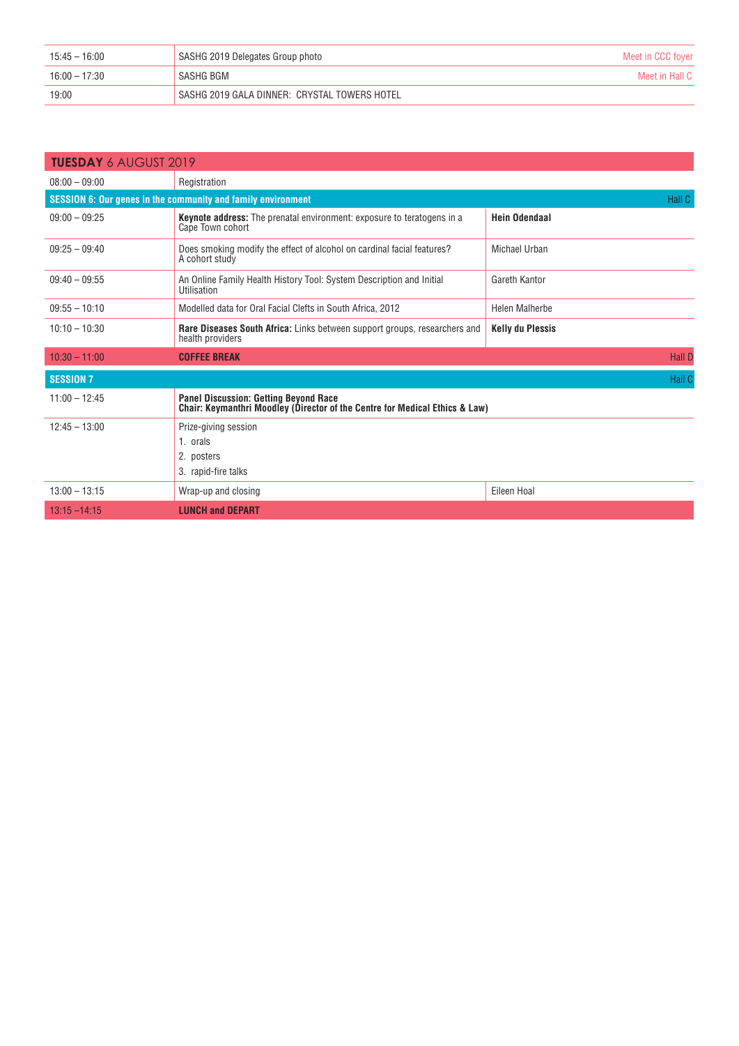| | | |
|---|---|---|
| 15:45 – 16:00 | SASHG 2019 Delegates Group photo | Meet in CCC foyer |
| 16:00 – 17:30 | SASHG BGM | Meet in Hall C |
| 19:00 | SASHG 2019 GALA DINNER: CRYSTAL TOWERS HOTEL | |

## **TUESDAY** 6 AUGUST 2019

| | | |
|---|---|---|
| 08:00 – 09:00 | Registration | |
| **SESSION 6: Our genes in the community and family environment** | | Hall C |
| 09:00 – 09:25 | **Keynote address:** The prenatal environment: exposure to teratogens in a Cape Town cohort | **Hein Odendaal** |
| 09:25 – 09:40 | Does smoking modify the effect of alcohol on cardinal facial features? A cohort study | Michael Urban |
| 09:40 – 09:55 | An Online Family Health History Tool: System Description and Initial Utilisation | Gareth Kantor |
| 09:55 – 10:10 | Modelled data for Oral Facial Clefts in South Africa, 2012 | Helen Malherbe |
| 10:10 – 10:30 | **Rare Diseases South Africa:** Links between support groups, researchers and health providers | **Kelly du Plessis** |
| 10:30 – 11:00 | **COFFEE BREAK** | Hall D |
| **SESSION 7** | | Hall C |
| 11:00 – 12:45 | **Panel Discussion: Getting Beyond Race**<br>**Chair: Keymanthri Moodley (Director of the Centre for Medical Ethics & Law)** | |
| 12:45 – 13:00 | Prize-giving session<br>1. orals<br>2. posters<br>3. rapid-fire talks | |
| 13:00 – 13:15 | Wrap-up and closing | Eileen Hoal |
| 13:15 –14:15 | **LUNCH and DEPART** | |